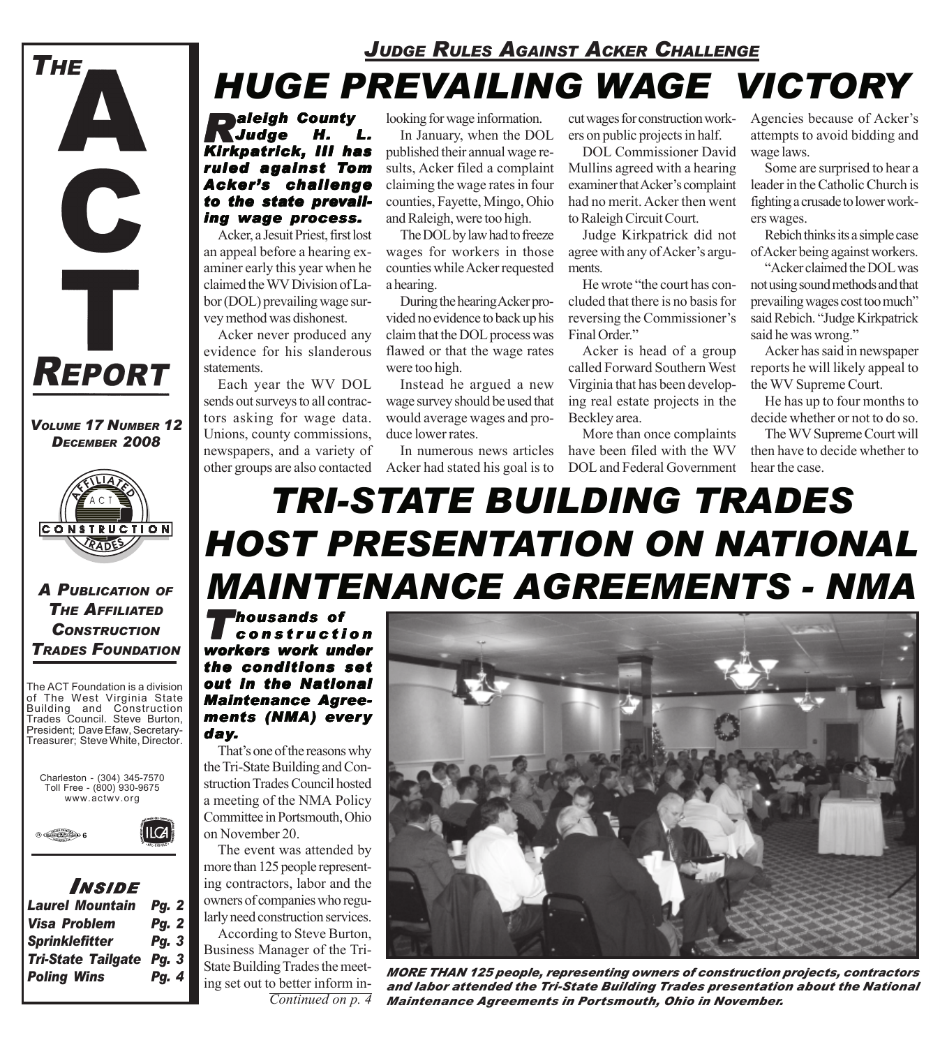# THE ACT REPORT

*Volume 17 Number 12*
*December 2008*

*A Publication of The Affiliated Construction Trades Foundation*

The ACT Foundation is a division of The West Virginia State Building and Construction Trades Council. Steve Burton, President; Dave Efaw, Secretary-Treasurer; Steve White, Director.

Charleston - (304) 345-7570
Toll Free - (800) 930-9675
www.actwv.org

### Inside

| | |
|---|---|
| Laurel Mountain | Pg. 2 |
| Visa Problem | Pg. 2 |
| Sprinklefitter | Pg. 3 |
| Tri-State Tailgate | Pg. 3 |
| Poling Wins | Pg. 4 |

## *Judge Rules Against Acker Challenge*

# HUGE PREVAILING WAGE VICTORY

***Raleigh County Judge H. L. Kirkpatrick, III has ruled against Tom Acker's challenge to the state prevailing wage process.***

Acker, a Jesuit Priest, first lost an appeal before a hearing examiner early this year when he claimed the WV Division of Labor (DOL) prevailing wage survey method was dishonest.

Acker never produced any evidence for his slanderous statements.

Each year the WV DOL sends out surveys to all contractors asking for wage data. Unions, county commissions, newspapers, and a variety of other groups are also contacted looking for wage information.

In January, when the DOL published their annual wage results, Acker filed a complaint claiming the wage rates in four counties, Fayette, Mingo, Ohio and Raleigh, were too high.

The DOL by law had to freeze wages for workers in those counties while Acker requested a hearing.

During the hearing Acker provided no evidence to back up his claim that the DOL process was flawed or that the wage rates were too high.

Instead he argued a new wage survey should be used that would average wages and produce lower rates.

In numerous news articles Acker had stated his goal is to cut wages for construction workers on public projects in half.

DOL Commissioner David Mullins agreed with a hearing examiner that Acker's complaint had no merit. Acker then went to Raleigh Circuit Court.

Judge Kirkpatrick did not agree with any of Acker's arguments.

He wrote "the court has concluded that there is no basis for reversing the Commissioner's Final Order."

Acker is head of a group called Forward Southern West Virginia that has been developing real estate projects in the Beckley area.

More than once complaints have been filed with the WV DOL and Federal Government Agencies because of Acker's attempts to avoid bidding and wage laws.

Some are surprised to hear a leader in the Catholic Church is fighting a crusade to lower workers wages.

Rebich thinks its a simple case of Acker being against workers.

"Acker claimed the DOL was not using sound methods and that prevailing wages cost too much" said Rebich. "Judge Kirkpatrick said he was wrong."

Acker has said in newspaper reports he will likely appeal to the WV Supreme Court.

He has up to four months to decide whether or not to do so.

The WV Supreme Court will then have to decide whether to hear the case.

# TRI-STATE BUILDING TRADES HOST PRESENTATION ON NATIONAL MAINTENANCE AGREEMENTS - NMA

***Thousands of construction workers work under the conditions set out in the National Maintenance Agreements (NMA) every day.***

That's one of the reasons why the Tri-State Building and Construction Trades Council hosted a meeting of the NMA Policy Committee in Portsmouth, Ohio on November 20.

The event was attended by more than 125 people representing contractors, labor and the owners of companies who regularly need construction services.

According to Steve Burton, Business Manager of the Tri-State Building Trades the meeting set out to better inform in-

*Continued on p. 4*

**MORE THAN 125 people, representing owners of construction projects, contractors and labor attended the Tri-State Building Trades presentation about the National Maintenance Agreements in Portsmouth, Ohio in November.**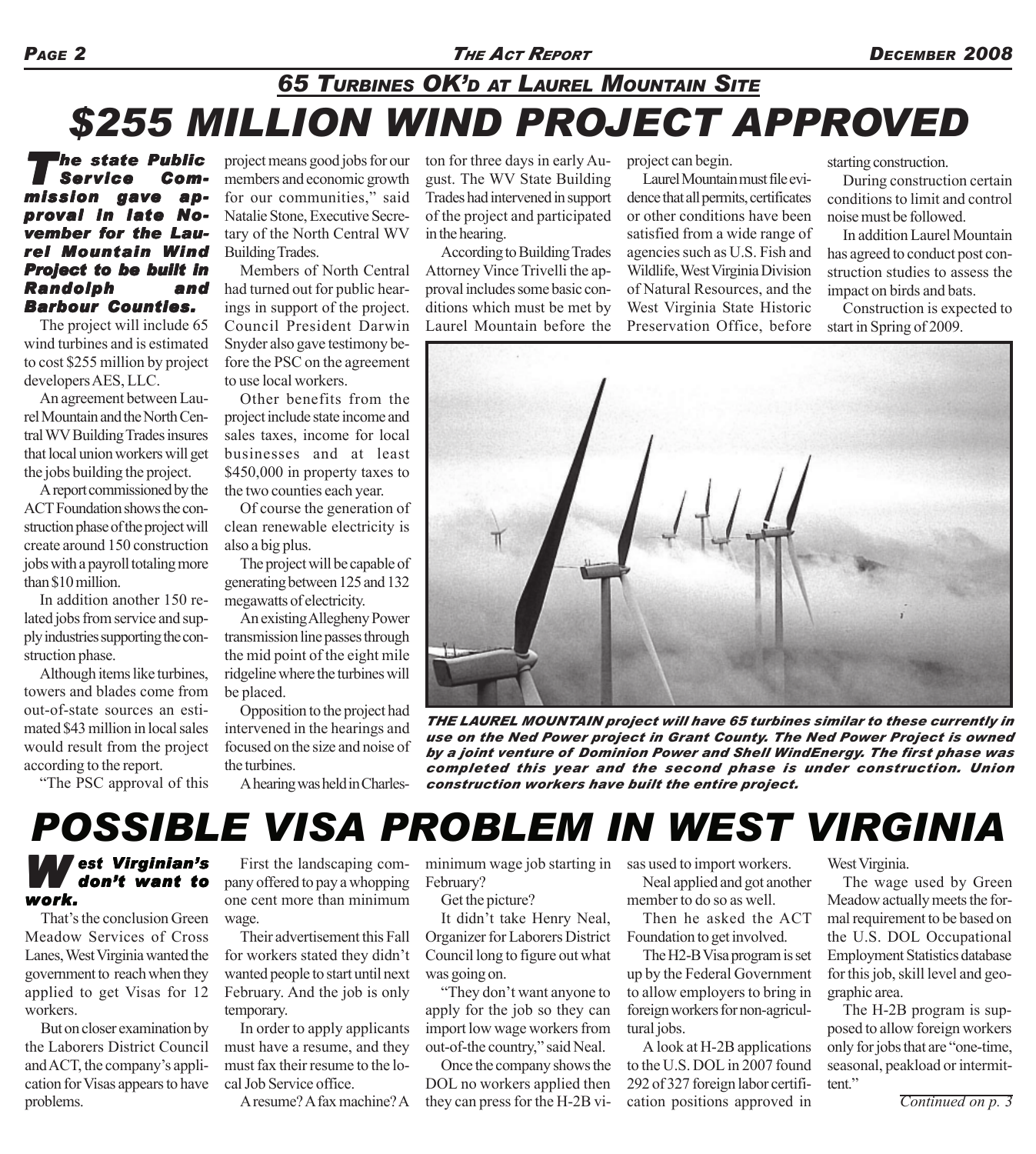### 65 Turbines OK'd at Laurel Mountain Site

# $255 MILLION WIND PROJECT APPROVED

***The state Public Service Commission gave approval in late November for the Laurel Mountain Wind Project to be built in Randolph and Barbour Counties.***

The project will include 65 wind turbines and is estimated to cost $255 million by project developers AES, LLC.

An agreement between Laurel Mountain and the North Central WV Building Trades insures that local union workers will get the jobs building the project.

A report commissioned by the ACT Foundation shows the construction phase of the project will create around 150 construction jobs with a payroll totaling more than $10 million.

In addition another 150 related jobs from service and supply industries supporting the construction phase.

Although items like turbines, towers and blades come from out-of-state sources an estimated $43 million in local sales would result from the project according to the report.

"The PSC approval of this project means good jobs for our members and economic growth for our communities," said Natalie Stone, Executive Secretary of the North Central WV Building Trades.

Members of North Central had turned out for public hearings in support of the project. Council President Darwin Snyder also gave testimony before the PSC on the agreement to use local workers.

Other benefits from the project include state income and sales taxes, income for local businesses and at least $450,000 in property taxes to the two counties each year.

Of course the generation of clean renewable electricity is also a big plus.

The project will be capable of generating between 125 and 132 megawatts of electricity.

An existing Allegheny Power transmission line passes through the mid point of the eight mile ridgeline where the turbines will be placed.

Opposition to the project had intervened in the hearings and focused on the size and noise of the turbines.

A hearing was held in Charleston for three days in early August. The WV State Building Trades had intervened in support of the project and participated in the hearing.

According to Building Trades Attorney Vince Trivelli the approval includes some basic conditions which must be met by Laurel Mountain before the project can begin.

Laurel Mountain must file evidence that all permits, certificates or other conditions have been satisfied from a wide range of agencies such as U.S. Fish and Wildlife, West Virginia Division of Natural Resources, and the West Virginia State Historic Preservation Office, before starting construction.

During construction certain conditions to limit and control noise must be followed.

In addition Laurel Mountain has agreed to conduct post construction studies to assess the impact on birds and bats.

Construction is expected to start in Spring of 2009.

***THE LAUREL MOUNTAIN project will have 65 turbines similar to these currently in use on the Ned Power project in Grant County. The Ned Power Project is owned by a joint venture of Dominion Power and Shell WindEnergy. The first phase was completed this year and the second phase is under construction. Union construction workers have built the entire project.***

# POSSIBLE VISA PROBLEM IN WEST VIRGINIA

***West Virginian's don't want to work.***

That's the conclusion Green Meadow Services of Cross Lanes, West Virginia wanted the government to reach when they applied to get Visas for 12 workers.

But on closer examination by the Laborers District Council and ACT, the company's application for Visas appears to have problems.

First the landscaping company offered to pay a whopping one cent more than minimum wage.

Their advertisement this Fall for workers stated they didn't wanted people to start until next February. And the job is only temporary.

In order to apply applicants must have a resume, and they must fax their resume to the local Job Service office.

A resume? A fax machine? A minimum wage job starting in February?

Get the picture?

It didn't take Henry Neal, Organizer for Laborers District Council long to figure out what was going on.

"They don't want anyone to apply for the job so they can import low wage workers from out-of-the country," said Neal.

Once the company shows the DOL no workers applied then they can press for the H-2B visas used to import workers.

Neal applied and got another member to do so as well.

Then he asked the ACT Foundation to get involved.

The H2-B Visa program is set up by the Federal Government to allow employers to bring in foreign workers for non-agricultural jobs.

A look at H-2B applications to the U.S. DOL in 2007 found 292 of 327 foreign labor certification positions approved in West Virginia.

The wage used by Green Meadow actually meets the formal requirement to be based on the U.S. DOL Occupational Employment Statistics database for this job, skill level and geographic area.

The H-2B program is supposed to allow foreign workers only for jobs that are "one-time, seasonal, peakload or intermittent."

*Continued on p. 3*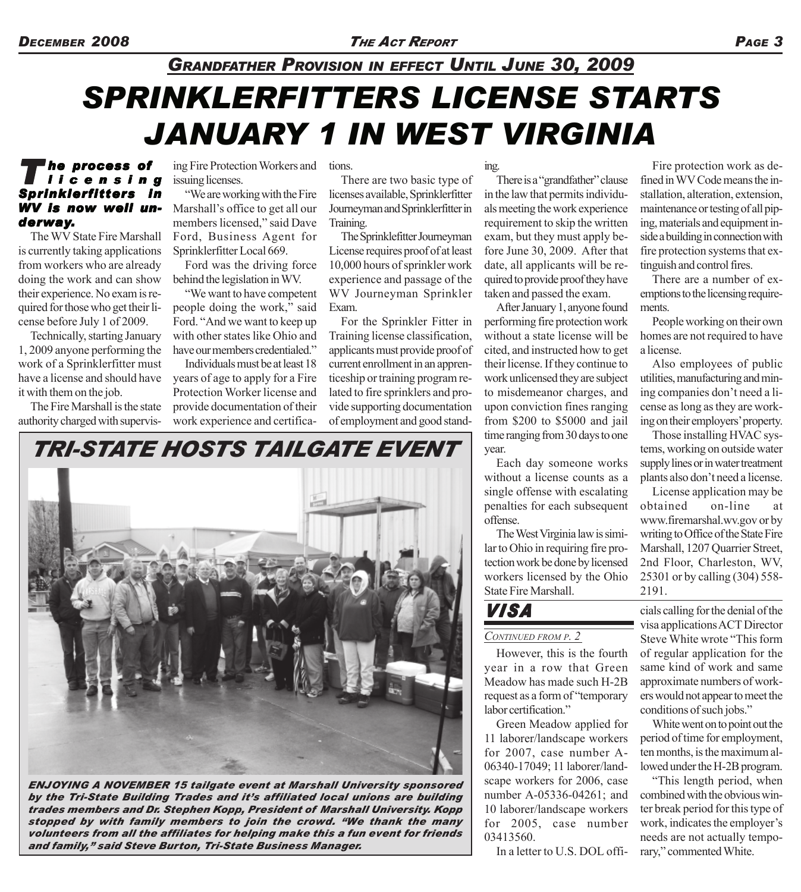## *GRANDFATHER PROVISION IN EFFECT UNTIL JUNE 30, 2009*

# *SPRINKLERFITTERS LICENSE STARTS JANUARY 1 IN WEST VIRGINIA*

***The process of licensing Sprinklerfitters in WV is now well underway.***

The WV State Fire Marshall is currently taking applications from workers who are already doing the work and can show their experience. No exam is required for those who get their license before July 1 of 2009.

Technically, starting January 1, 2009 anyone performing the work of a Sprinklerfitter must have a license and should have it with them on the job.

The Fire Marshall is the state authority charged with supervising Fire Protection Workers and issuing licenses.

"We are working with the Fire Marshall's office to get all our members licensed," said Dave Ford, Business Agent for Sprinklerfitter Local 669.

Ford was the driving force behind the legislation in WV.

"We want to have competent people doing the work," said Ford. "And we want to keep up with other states like Ohio and have our members credentialed."

Individuals must be at least 18 years of age to apply for a Fire Protection Worker license and provide documentation of their work experience and certifications.

There are two basic type of licenses available, Sprinklerfitter Journeyman and Sprinklerfitter in Training.

The Sprinklefitter Journeyman License requires proof of at least 10,000 hours of sprinkler work experience and passage of the WV Journeyman Sprinkler Exam.

For the Sprinkler Fitter in Training license classification, applicants must provide proof of current enrollment in an apprenticeship or training program related to fire sprinklers and provide supporting documentation of employment and good standing.

There is a "grandfather" clause in the law that permits individuals meeting the work experience requirement to skip the written exam, but they must apply before June 30, 2009. After that date, all applicants will be required to provide proof they have taken and passed the exam.

After January 1, anyone found performing fire protection work without a state license will be cited, and instructed how to get their license. If they continue to work unlicensed they are subject to misdemeanor charges, and upon conviction fines ranging from $200 to $5000 and jail time ranging from 30 days to one year.

Each day someone works without a license counts as a single offense with escalating penalties for each subsequent offense.

The West Virginia law is similar to Ohio in requiring fire protection work be done by licensed workers licensed by the Ohio State Fire Marshall.

Fire protection work as defined in WV Code means the installation, alteration, extension, maintenance or testing of all piping, materials and equipment inside a building in connection with fire protection systems that extinguish and control fires.

There are a number of exemptions to the licensing requirements.

People working on their own homes are not required to have a license.

Also employees of public utilities, manufacturing and mining companies don't need a license as long as they are working on their employers' property.

Those installing HVAC systems, working on outside water supply lines or in water treatment plants also don't need a license.

License application may be obtained on-line at www.firemarshal.wv.gov or by writing to Office of the State Fire Marshall, 1207 Quarrier Street, 2nd Floor, Charleston, WV, 25301 or by calling (304) 558-2191.

## *TRI-STATE HOSTS TAILGATE EVENT*

***ENJOYING A NOVEMBER 15 tailgate event at Marshall University sponsored by the Tri-State Building Trades and it's affiliated local unions are building trades members and Dr. Stephen Kopp, President of Marshall University. Kopp stopped by with family members to join the crowd. "We thank the many volunteers from all the affiliates for helping make this a fun event for friends and family," said Steve Burton, Tri-State Business Manager.***

## *VISA*

*CONTINUED FROM P. 2*

However, this is the fourth year in a row that Green Meadow has made such H-2B request as a form of "temporary labor certification."

Green Meadow applied for 11 laborer/landscape workers for 2007, case number A-06340-17049; 11 laborer/landscape workers for 2006, case number A-05336-04261; and 10 laborer/landscape workers for 2005, case number 03413560.

In a letter to U.S. DOL officials calling for the denial of the visa applications ACT Director Steve White wrote "This form of regular application for the same kind of work and same approximate numbers of workers would not appear to meet the conditions of such jobs."

White went on to point out the period of time for employment, ten months, is the maximum allowed under the H-2B program.

"This length period, when combined with the obvious winter break period for this type of work, indicates the employer's needs are not actually temporary," commented White.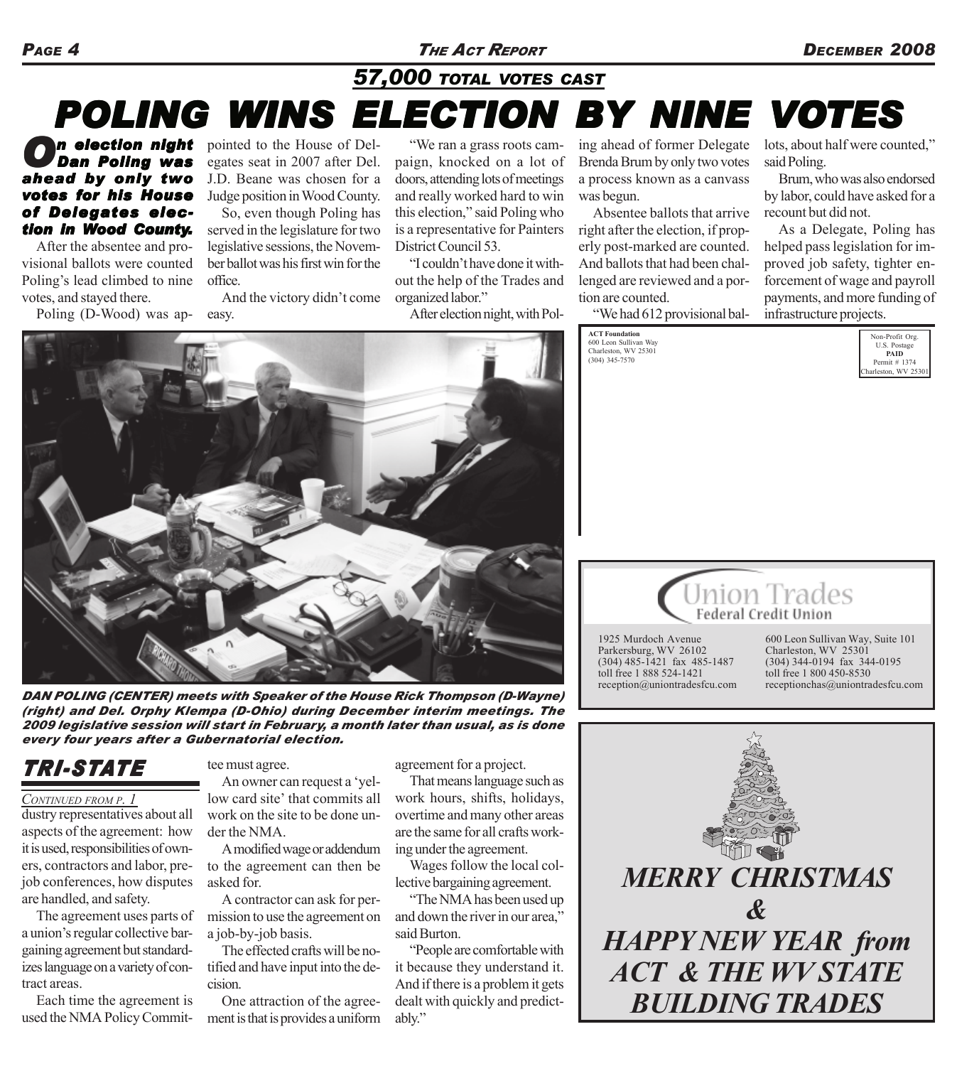## 57,000 TOTAL VOTES CAST

# POLING WINS ELECTION BY NINE VOTES

***On election night Dan Poling was ahead by only two votes for his House of Delegates election in Wood County.***

After the absentee and provisional ballots were counted Poling's lead climbed to nine votes, and stayed there.

Poling (D-Wood) was appointed to the House of Delegates seat in 2007 after Del. J.D. Beane was chosen for a Judge position in Wood County.

So, even though Poling has served in the legislature for two legislative sessions, the November ballot was his first win for the office.

And the victory didn't come easy.

"We ran a grass roots campaign, knocked on a lot of doors, attending lots of meetings and really worked hard to win this election," said Poling who is a representative for Painters District Council 53.

"I couldn't have done it without the help of the Trades and organized labor."

After election night, with Poling ahead of former Delegate Brenda Brum by only two votes a process known as a canvass was begun.

Absentee ballots that arrive right after the election, if properly post-marked are counted. And ballots that had been challenged are reviewed and a portion are counted.

"We had 612 provisional ballots, about half were counted," said Poling.

Brum, who was also endorsed by labor, could have asked for a recount but did not.

As a Delegate, Poling has helped pass legislation for improved job safety, tighter enforcement of wage and payroll payments, and more funding of infrastructure projects.

***DAN POLING (CENTER) meets with Speaker of the House Rick Thompson (D-Wayne) (right) and Del. Orphy Klempa (D-Ohio) during December interim meetings. The 2009 legislative session will start in February, a month later than usual, as is done every four years after a Gubernatorial election.***

ACT Foundation
600 Leon Sullivan Way
Charleston, WV 25301
(304) 345-7570

Non-Profit Org.
U.S. Postage
**PAID**
Permit # 1374
Charleston, WV 25301

## TRI-STATE

*CONTINUED FROM P. 1*

dustry representatives about all aspects of the agreement: how it is used, responsibilities of owners, contractors and labor, pre-job conferences, how disputes are handled, and safety.

The agreement uses parts of a union's regular collective bargaining agreement but standardizes language on a variety of contract areas.

Each time the agreement is used the NMA Policy Committee must agree.

An owner can request a 'yellow card site' that commits all work on the site to be done under the NMA.

A modified wage or addendum to the agreement can then be asked for.

A contractor can ask for permission to use the agreement on a job-by-job basis.

The effected crafts will be notified and have input into the decision.

One attraction of the agreement is that is provides a uniform agreement for a project.

That means language such as work hours, shifts, holidays, overtime and many other areas are the same for all crafts working under the agreement.

Wages follow the local collective bargaining agreement.

"The NMA has been used up and down the river in our area," said Burton.

"People are comfortable with it because they understand it. And if there is a problem it gets dealt with quickly and predictably."

**Union Trades**
Federal Credit Union

1925 Murdoch Avenue
Parkersburg, WV 26102
(304) 485-1421 fax 485-1487
toll free 1 888 524-1421
reception@uniontradesfcu.com

600 Leon Sullivan Way, Suite 101
Charleston, WV 25301
(304) 344-0194 fax 344-0195
toll free 1 800 450-8530
receptionchas@uniontradesfcu.com

***MERRY CHRISTMAS & HAPPY NEW YEAR from ACT & THE WV STATE BUILDING TRADES***